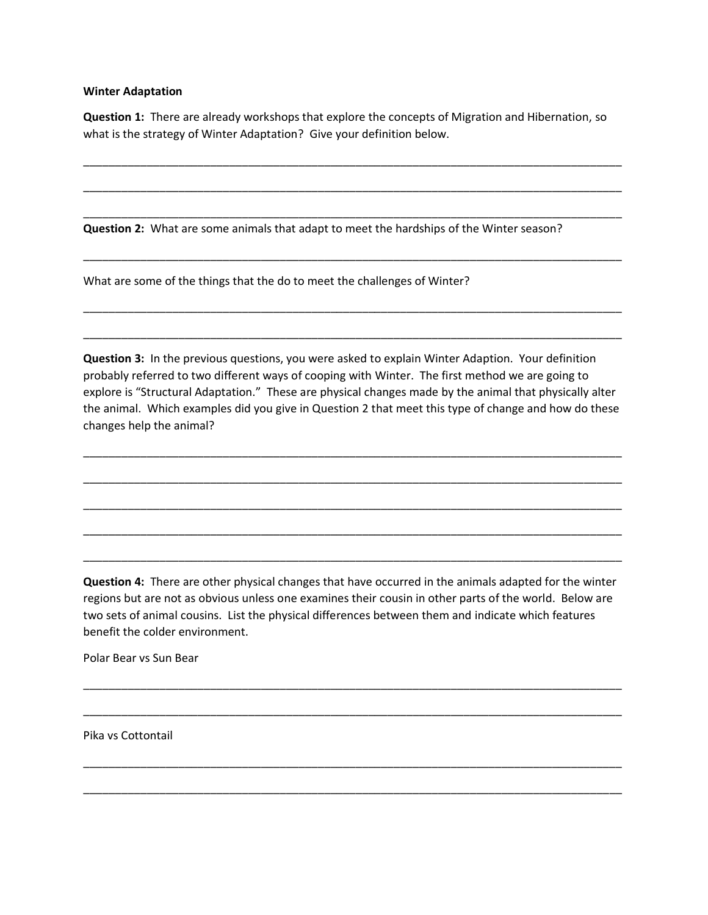**Winter Adaptation**

**Question 1:** There are already workshops that explore the concepts of Migration and Hibernation, so what is the strategy of Winter Adaptation? Give your definition below.

\_\_\_\_\_\_\_\_\_\_\_\_\_\_\_\_\_\_\_\_\_\_\_\_\_\_\_\_\_\_\_\_\_\_\_\_\_\_\_\_\_\_\_\_\_\_\_\_\_\_\_\_\_\_\_\_\_\_\_\_\_\_\_\_\_\_\_\_\_\_\_\_\_\_\_\_\_\_

\_\_\_\_\_\_\_\_\_\_\_\_\_\_\_\_\_\_\_\_\_\_\_\_\_\_\_\_\_\_\_\_\_\_\_\_\_\_\_\_\_\_\_\_\_\_\_\_\_\_\_\_\_\_\_\_\_\_\_\_\_\_\_\_\_\_\_\_\_\_\_\_\_\_\_\_\_\_

\_\_\_\_\_\_\_\_\_\_\_\_\_\_\_\_\_\_\_\_\_\_\_\_\_\_\_\_\_\_\_\_\_\_\_\_\_\_\_\_\_\_\_\_\_\_\_\_\_\_\_\_\_\_\_\_\_\_\_\_\_\_\_\_\_\_\_\_\_\_\_\_\_\_\_\_\_\_

**Question 2:** What are some animals that adapt to meet the hardships of the Winter season?

\_\_\_\_\_\_\_\_\_\_\_\_\_\_\_\_\_\_\_\_\_\_\_\_\_\_\_\_\_\_\_\_\_\_\_\_\_\_\_\_\_\_\_\_\_\_\_\_\_\_\_\_\_\_\_\_\_\_\_\_\_\_\_\_\_\_\_\_\_\_\_\_\_\_\_\_\_\_

What are some of the things that the do to meet the challenges of Winter?

\_\_\_\_\_\_\_\_\_\_\_\_\_\_\_\_\_\_\_\_\_\_\_\_\_\_\_\_\_\_\_\_\_\_\_\_\_\_\_\_\_\_\_\_\_\_\_\_\_\_\_\_\_\_\_\_\_\_\_\_\_\_\_\_\_\_\_\_\_\_\_\_\_\_\_\_\_\_

\_\_\_\_\_\_\_\_\_\_\_\_\_\_\_\_\_\_\_\_\_\_\_\_\_\_\_\_\_\_\_\_\_\_\_\_\_\_\_\_\_\_\_\_\_\_\_\_\_\_\_\_\_\_\_\_\_\_\_\_\_\_\_\_\_\_\_\_\_\_\_\_\_\_\_\_\_\_

**Question 3:** In the previous questions, you were asked to explain Winter Adaption. Your definition probably referred to two different ways of cooping with Winter. The first method we are going to explore is "Structural Adaptation." These are physical changes made by the animal that physically alter the animal. Which examples did you give in Question 2 that meet this type of change and how do these changes help the animal?

\_\_\_\_\_\_\_\_\_\_\_\_\_\_\_\_\_\_\_\_\_\_\_\_\_\_\_\_\_\_\_\_\_\_\_\_\_\_\_\_\_\_\_\_\_\_\_\_\_\_\_\_\_\_\_\_\_\_\_\_\_\_\_\_\_\_\_\_\_\_\_\_\_\_\_\_\_\_

\_\_\_\_\_\_\_\_\_\_\_\_\_\_\_\_\_\_\_\_\_\_\_\_\_\_\_\_\_\_\_\_\_\_\_\_\_\_\_\_\_\_\_\_\_\_\_\_\_\_\_\_\_\_\_\_\_\_\_\_\_\_\_\_\_\_\_\_\_\_\_\_\_\_\_\_\_\_

\_\_\_\_\_\_\_\_\_\_\_\_\_\_\_\_\_\_\_\_\_\_\_\_\_\_\_\_\_\_\_\_\_\_\_\_\_\_\_\_\_\_\_\_\_\_\_\_\_\_\_\_\_\_\_\_\_\_\_\_\_\_\_\_\_\_\_\_\_\_\_\_\_\_\_\_\_\_

\_\_\_\_\_\_\_\_\_\_\_\_\_\_\_\_\_\_\_\_\_\_\_\_\_\_\_\_\_\_\_\_\_\_\_\_\_\_\_\_\_\_\_\_\_\_\_\_\_\_\_\_\_\_\_\_\_\_\_\_\_\_\_\_\_\_\_\_\_\_\_\_\_\_\_\_\_\_

\_\_\_\_\_\_\_\_\_\_\_\_\_\_\_\_\_\_\_\_\_\_\_\_\_\_\_\_\_\_\_\_\_\_\_\_\_\_\_\_\_\_\_\_\_\_\_\_\_\_\_\_\_\_\_\_\_\_\_\_\_\_\_\_\_\_\_\_\_\_\_\_\_\_\_\_\_\_

**Question 4:** There are other physical changes that have occurred in the animals adapted for the winter regions but are not as obvious unless one examines their cousin in other parts of the world. Below are two sets of animal cousins. List the physical differences between them and indicate which features benefit the colder environment.

Polar Bear vs Sun Bear

\_\_\_\_\_\_\_\_\_\_\_\_\_\_\_\_\_\_\_\_\_\_\_\_\_\_\_\_\_\_\_\_\_\_\_\_\_\_\_\_\_\_\_\_\_\_\_\_\_\_\_\_\_\_\_\_\_\_\_\_\_\_\_\_\_\_\_\_\_\_\_\_\_\_\_\_\_\_

\_\_\_\_\_\_\_\_\_\_\_\_\_\_\_\_\_\_\_\_\_\_\_\_\_\_\_\_\_\_\_\_\_\_\_\_\_\_\_\_\_\_\_\_\_\_\_\_\_\_\_\_\_\_\_\_\_\_\_\_\_\_\_\_\_\_\_\_\_\_\_\_\_\_\_\_\_\_

Pika vs Cottontail

\_\_\_\_\_\_\_\_\_\_\_\_\_\_\_\_\_\_\_\_\_\_\_\_\_\_\_\_\_\_\_\_\_\_\_\_\_\_\_\_\_\_\_\_\_\_\_\_\_\_\_\_\_\_\_\_\_\_\_\_\_\_\_\_\_\_\_\_\_\_\_\_\_\_\_\_\_\_

\_\_\_\_\_\_\_\_\_\_\_\_\_\_\_\_\_\_\_\_\_\_\_\_\_\_\_\_\_\_\_\_\_\_\_\_\_\_\_\_\_\_\_\_\_\_\_\_\_\_\_\_\_\_\_\_\_\_\_\_\_\_\_\_\_\_\_\_\_\_\_\_\_\_\_\_\_\_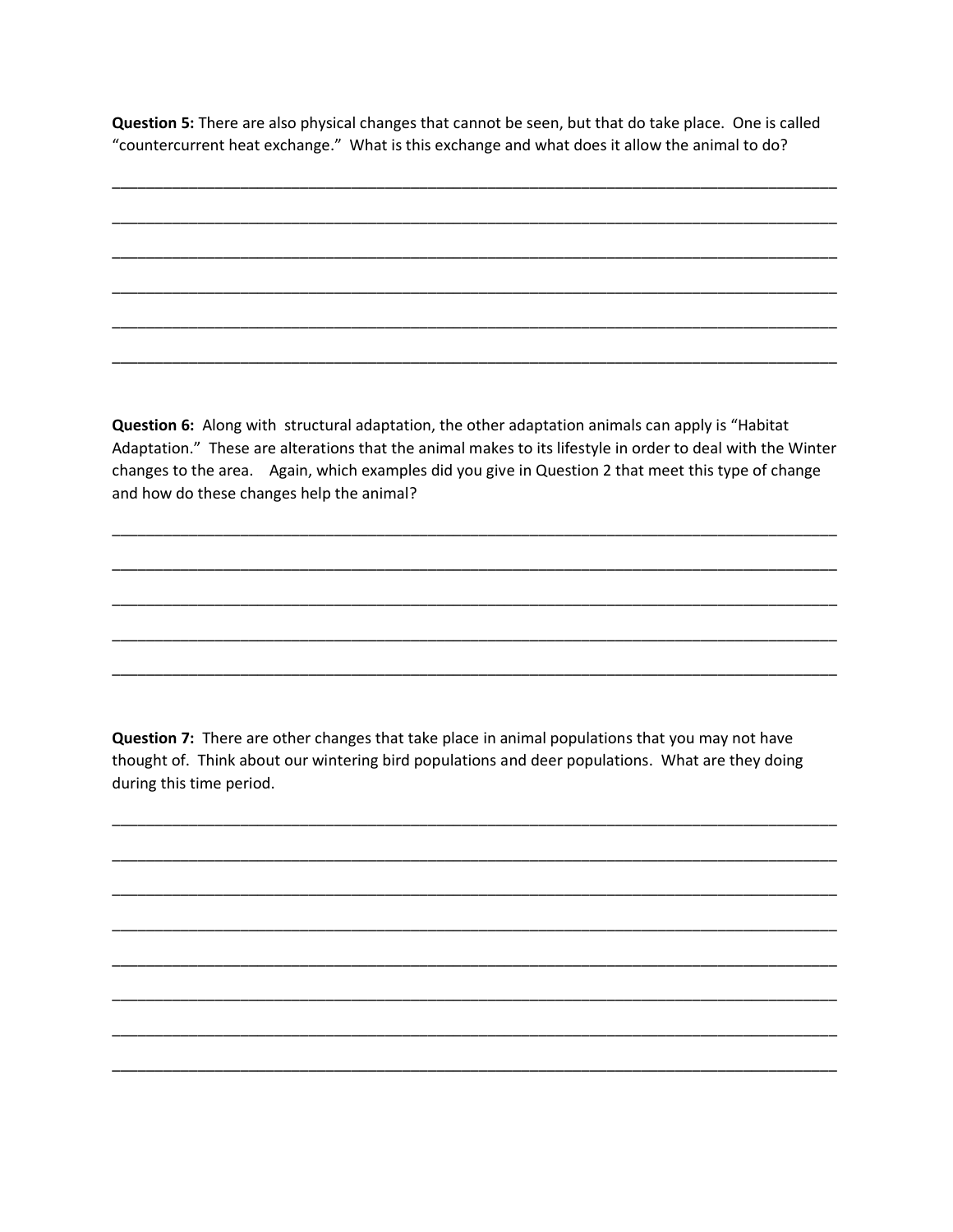**Question 5:** There are also physical changes that cannot be seen, but that do take place. One is called "countercurrent heat exchange." What is this exchange and what does it allow the animal to do?

______________________________________________________________________________

______________________________________________________________________________

______________________________________________________________________________

______________________________________________________________________________

______________________________________________________________________________

______________________________________________________________________________

**Question 6:** Along with structural adaptation, the other adaptation animals can apply is "Habitat Adaptation." These are alterations that the animal makes to its lifestyle in order to deal with the Winter changes to the area. Again, which examples did you give in Question 2 that meet this type of change and how do these changes help the animal?

______________________________________________________________________________

______________________________________________________________________________

______________________________________________________________________________

______________________________________________________________________________

______________________________________________________________________________

**Question 7:** There are other changes that take place in animal populations that you may not have thought of. Think about our wintering bird populations and deer populations. What are they doing during this time period.

______________________________________________________________________________

______________________________________________________________________________

______________________________________________________________________________

______________________________________________________________________________

______________________________________________________________________________

______________________________________________________________________________

______________________________________________________________________________

______________________________________________________________________________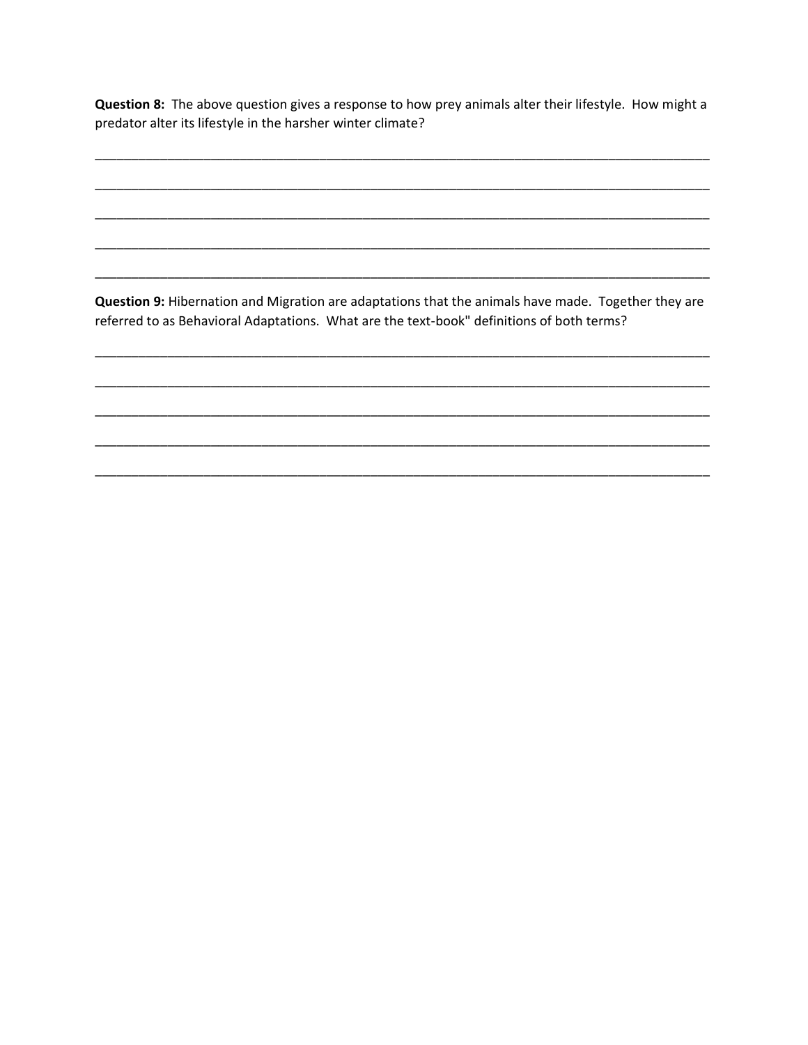**Question 8:** The above question gives a response to how prey animals alter their lifestyle. How might a predator alter its lifestyle in the harsher winter climate?

_______________________________________________________________________________________

_______________________________________________________________________________________

_______________________________________________________________________________________

_______________________________________________________________________________________

_______________________________________________________________________________________

**Question 9:** Hibernation and Migration are adaptations that the animals have made. Together they are referred to as Behavioral Adaptations. What are the text-book" definitions of both terms?

_______________________________________________________________________________________

_______________________________________________________________________________________

_______________________________________________________________________________________

_______________________________________________________________________________________

_______________________________________________________________________________________